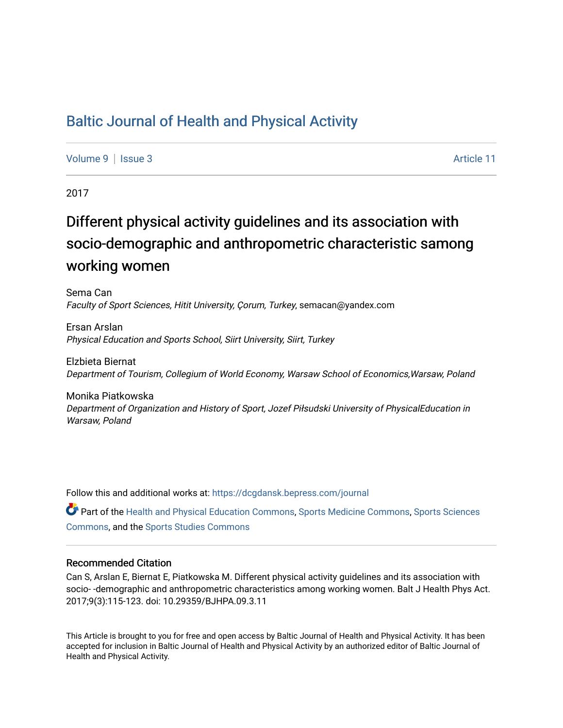# Baltic Journal of Health and Physical Activity

Volume 9 | Issue 3 Article 11

2017

## Different physical activity guidelines and its association with socio-demographic and anthropometric characteristic samong working women

Sema Can
*Faculty of Sport Sciences, Hitit University, Çorum, Turkey*, semacan@yandex.com

Ersan Arslan
*Physical Education and Sports School, Siirt University, Siirt, Turkey*

Elzbieta Biernat
*Department of Tourism, Collegium of World Economy, Warsaw School of Economics,Warsaw, Poland*

Monika Piatkowska
*Department of Organization and History of Sport, Jozef Piłsudski University of PhysicalEducation in Warsaw, Poland*

Follow this and additional works at: https://dcgdansk.bepress.com/journal

Part of the Health and Physical Education Commons, Sports Medicine Commons, Sports Sciences Commons, and the Sports Studies Commons

### Recommended Citation

Can S, Arslan E, Biernat E, Piatkowska M. Different physical activity guidelines and its association with socio- -demographic and anthropometric characteristics among working women. Balt J Health Phys Act. 2017;9(3):115-123. doi: 10.29359/BJHPA.09.3.11

This Article is brought to you for free and open access by Baltic Journal of Health and Physical Activity. It has been accepted for inclusion in Baltic Journal of Health and Physical Activity by an authorized editor of Baltic Journal of Health and Physical Activity.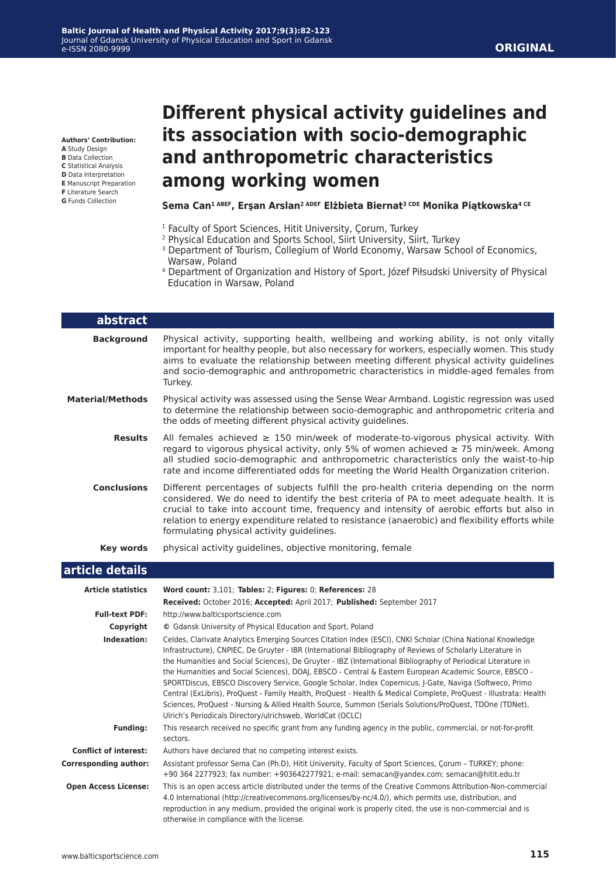**Authors' Contribution:**
**A** Study Design
**B** Data Collection
**C** Statistical Analysis
**D** Data Interpretation
**E** Manuscript Preparation
**F** Literature Search
**G** Funds Collection

ORIGINAL

# Different physical activity guidelines and its association with socio-demographic and anthropometric characteristics among working women

**Sema Can[1 ABEF], Erşan Arslan[2 ADEF] Elżbieta Biernat[3 CDE] Monika Piątkowska[4 CE]**

[1] Faculty of Sport Sciences, Hitit University, Çorum, Turkey
[2] Physical Education and Sports School, Siirt University, Siirt, Turkey
[3] Department of Tourism, Collegium of World Economy, Warsaw School of Economics, Warsaw, Poland
[4] Department of Organization and History of Sport, Józef Piłsudski University of Physical Education in Warsaw, Poland

## abstract

**Background** Physical activity, supporting health, wellbeing and working ability, is not only vitally important for healthy people, but also necessary for workers, especially women. This study aims to evaluate the relationship between meeting different physical activity guidelines and socio-demographic and anthropometric characteristics in middle-aged females from Turkey.

**Material/Methods** Physical activity was assessed using the Sense Wear Armband. Logistic regression was used to determine the relationship between socio-demographic and anthropometric criteria and the odds of meeting different physical activity guidelines.

**Results** All females achieved ≥ 150 min/week of moderate-to-vigorous physical activity. With regard to vigorous physical activity, only 5% of women achieved ≥ 75 min/week. Among all studied socio-demographic and anthropometric characteristics only the waist-to-hip rate and income differentiated odds for meeting the World Health Organization criterion.

**Conclusions** Different percentages of subjects fulfill the pro-health criteria depending on the norm considered. We do need to identify the best criteria of PA to meet adequate health. It is crucial to take into account time, frequency and intensity of aerobic efforts but also in relation to energy expenditure related to resistance (anaerobic) and flexibility efforts while formulating physical activity guidelines.

**Key words** physical activity guidelines, objective monitoring, female

## article details

**Article statistics** **Word count:** 3,101; **Tables:** 2; **Figures:** 0; **References:** 28
**Received:** October 2016; **Accepted:** April 2017; **Published:** September 2017

**Full-text PDF:** http://www.balticsportscience.com

**Copyright** © Gdansk University of Physical Education and Sport, Poland

**Indexation:** Celdes, Clarivate Analytics Emerging Sources Citation Index (ESCI), CNKI Scholar (China National Knowledge Infrastructure), CNPIEC, De Gruyter - IBR (International Bibliography of Reviews of Scholarly Literature in the Humanities and Social Sciences), De Gruyter - IBZ (International Bibliography of Periodical Literature in the Humanities and Social Sciences), DOAJ, EBSCO - Central & Eastern European Academic Source, EBSCO - SPORTDiscus, EBSCO Discovery Service, Google Scholar, Index Copernicus, J-Gate, Naviga (Softweco, Primo Central (ExLibris), ProQuest - Family Health, ProQuest - Health & Medical Complete, ProQuest - Illustrata: Health Sciences, ProQuest - Nursing & Allied Health Source, Summon (Serials Solutions/ProQuest, TDOne (TDNet), Ulrich's Periodicals Directory/ulrichsweb, WorldCat (OCLC)

**Funding:** This research received no specific grant from any funding agency in the public, commercial, or not-for-profit sectors.

**Conflict of interest:** Authors have declared that no competing interest exists.

**Corresponding author:** Assistant professor Sema Can (Ph.D), Hitit University, Faculty of Sport Sciences, Çorum – TURKEY; phone: +90 364 2277923; fax number: +903642277921; e-mail: semacan@yandex.com; semacan@hitit.edu.tr

**Open Access License:** This is an open access article distributed under the terms of the Creative Commons Attribution-Non-commercial 4.0 International (http://creativecommons.org/licenses/by-nc/4.0/), which permits use, distribution, and reproduction in any medium, provided the original work is properly cited, the use is non-commercial and is otherwise in compliance with the license.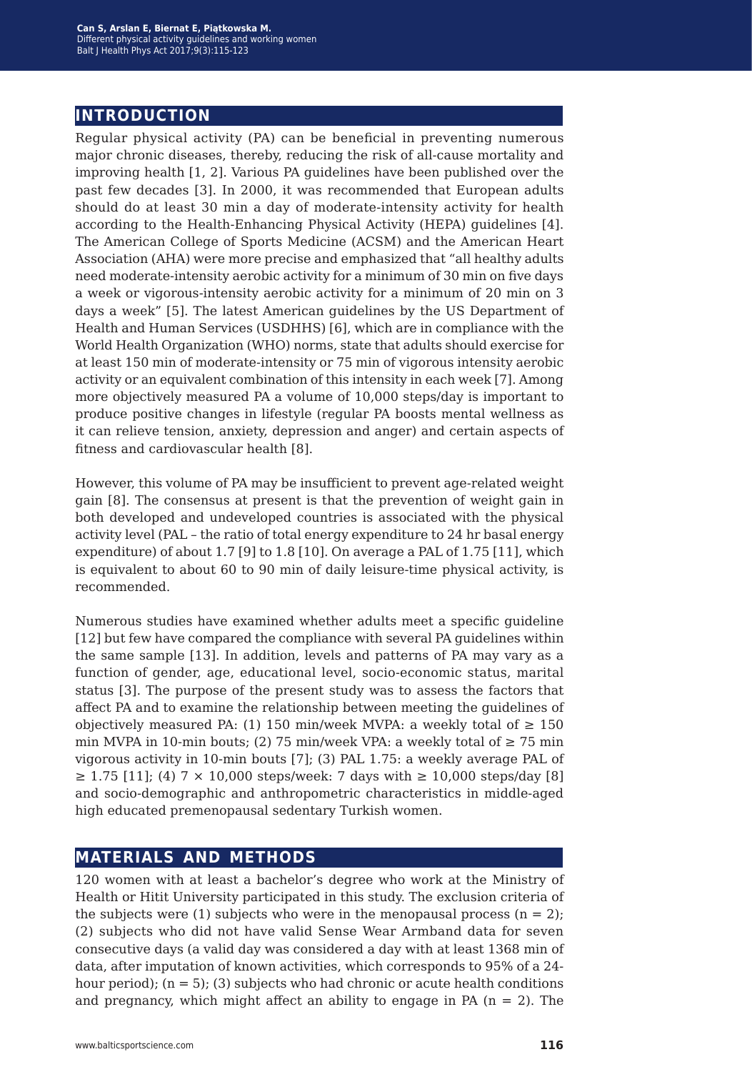## INTRODUCTION

Regular physical activity (PA) can be beneficial in preventing numerous major chronic diseases, thereby, reducing the risk of all-cause mortality and improving health [1, 2]. Various PA guidelines have been published over the past few decades [3]. In 2000, it was recommended that European adults should do at least 30 min a day of moderate-intensity activity for health according to the Health-Enhancing Physical Activity (HEPA) guidelines [4]. The American College of Sports Medicine (ACSM) and the American Heart Association (AHA) were more precise and emphasized that "all healthy adults need moderate-intensity aerobic activity for a minimum of 30 min on five days a week or vigorous-intensity aerobic activity for a minimum of 20 min on 3 days a week" [5]. The latest American guidelines by the US Department of Health and Human Services (USDHHS) [6], which are in compliance with the World Health Organization (WHO) norms, state that adults should exercise for at least 150 min of moderate-intensity or 75 min of vigorous intensity aerobic activity or an equivalent combination of this intensity in each week [7]. Among more objectively measured PA a volume of 10,000 steps/day is important to produce positive changes in lifestyle (regular PA boosts mental wellness as it can relieve tension, anxiety, depression and anger) and certain aspects of fitness and cardiovascular health [8].

However, this volume of PA may be insufficient to prevent age-related weight gain [8]. The consensus at present is that the prevention of weight gain in both developed and undeveloped countries is associated with the physical activity level (PAL – the ratio of total energy expenditure to 24 hr basal energy expenditure) of about 1.7 [9] to 1.8 [10]. On average a PAL of 1.75 [11], which is equivalent to about 60 to 90 min of daily leisure-time physical activity, is recommended.

Numerous studies have examined whether adults meet a specific guideline [12] but few have compared the compliance with several PA guidelines within the same sample [13]. In addition, levels and patterns of PA may vary as a function of gender, age, educational level, socio-economic status, marital status [3]. The purpose of the present study was to assess the factors that affect PA and to examine the relationship between meeting the guidelines of objectively measured PA: (1) 150 min/week MVPA: a weekly total of ≥ 150 min MVPA in 10-min bouts; (2) 75 min/week VPA: a weekly total of ≥ 75 min vigorous activity in 10-min bouts [7]; (3) PAL 1.75: a weekly average PAL of ≥ 1.75 [11]; (4) 7 × 10,000 steps/week: 7 days with ≥ 10,000 steps/day [8] and socio-demographic and anthropometric characteristics in middle-aged high educated premenopausal sedentary Turkish women.

## MATERIALS AND METHODS

120 women with at least a bachelor's degree who work at the Ministry of Health or Hitit University participated in this study. The exclusion criteria of the subjects were (1) subjects who were in the menopausal process (n = 2); (2) subjects who did not have valid Sense Wear Armband data for seven consecutive days (a valid day was considered a day with at least 1368 min of data, after imputation of known activities, which corresponds to 95% of a 24-hour period); (n = 5); (3) subjects who had chronic or acute health conditions and pregnancy, which might affect an ability to engage in PA (n = 2). The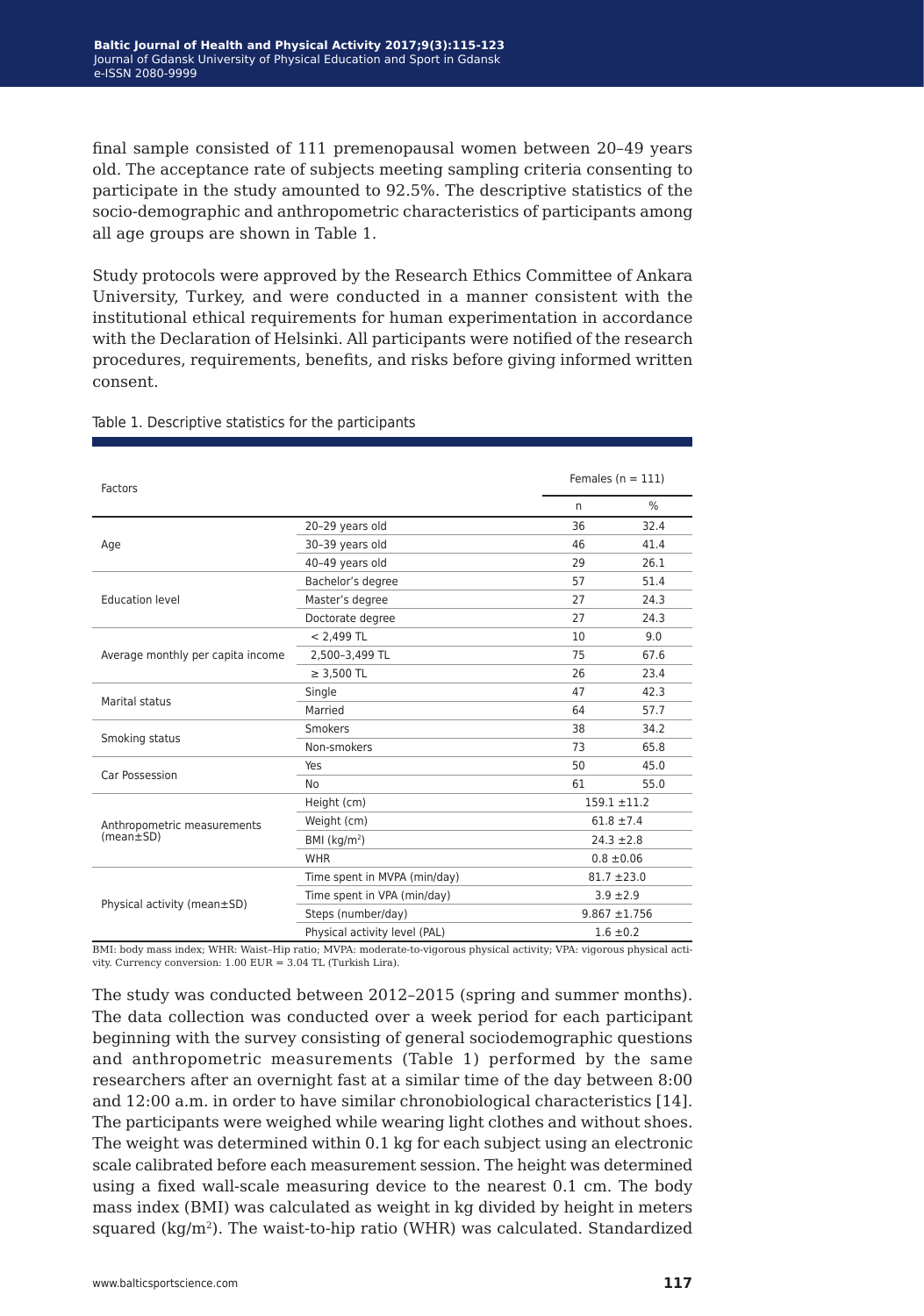final sample consisted of 111 premenopausal women between 20–49 years old. The acceptance rate of subjects meeting sampling criteria consenting to participate in the study amounted to 92.5%. The descriptive statistics of the socio-demographic and anthropometric characteristics of participants among all age groups are shown in Table 1.

Study protocols were approved by the Research Ethics Committee of Ankara University, Turkey, and were conducted in a manner consistent with the institutional ethical requirements for human experimentation in accordance with the Declaration of Helsinki. All participants were notified of the research procedures, requirements, benefits, and risks before giving informed written consent.

Table 1. Descriptive statistics for the participants

| Factors | | Females (n = 111) | |
|---|---|---|---|
| | | n | % |
| Age | 20–29 years old | 36 | 32.4 |
| | 30–39 years old | 46 | 41.4 |
| | 40–49 years old | 29 | 26.1 |
| Education level | Bachelor's degree | 57 | 51.4 |
| | Master's degree | 27 | 24.3 |
| | Doctorate degree | 27 | 24.3 |
| Average monthly per capita income | < 2,499 TL | 10 | 9.0 |
| | 2,500–3,499 TL | 75 | 67.6 |
| | ≥ 3,500 TL | 26 | 23.4 |
| Marital status | Single | 47 | 42.3 |
| | Married | 64 | 57.7 |
| Smoking status | Smokers | 38 | 34.2 |
| | Non-smokers | 73 | 65.8 |
| Car Possession | Yes | 50 | 45.0 |
| | No | 61 | 55.0 |
| Anthropometric measurements (mean±SD) | Height (cm) | 159.1 ±11.2 | |
| | Weight (cm) | 61.8 ±7.4 | |
| | BMI (kg/m$^2$) | 24.3 ±2.8 | |
| | WHR | 0.8 ±0.06 | |
| Physical activity (mean±SD) | Time spent in MVPA (min/day) | 81.7 ±23.0 | |
| | Time spent in VPA (min/day) | 3.9 ±2.9 | |
| | Steps (number/day) | 9.867 ±1.756 | |
| | Physical activity level (PAL) | 1.6 ±0.2 | |

BMI: body mass index; WHR: Waist–Hip ratio; MVPA: moderate-to-vigorous physical activity; VPA: vigorous physical activity. Currency conversion: 1.00 EUR = 3.04 TL (Turkish Lira).

The study was conducted between 2012–2015 (spring and summer months). The data collection was conducted over a week period for each participant beginning with the survey consisting of general sociodemographic questions and anthropometric measurements (Table 1) performed by the same researchers after an overnight fast at a similar time of the day between 8:00 and 12:00 a.m. in order to have similar chronobiological characteristics [14]. The participants were weighed while wearing light clothes and without shoes. The weight was determined within 0.1 kg for each subject using an electronic scale calibrated before each measurement session. The height was determined using a fixed wall-scale measuring device to the nearest 0.1 cm. The body mass index (BMI) was calculated as weight in kg divided by height in meters squared (kg/m$^2$). The waist-to-hip ratio (WHR) was calculated. Standardized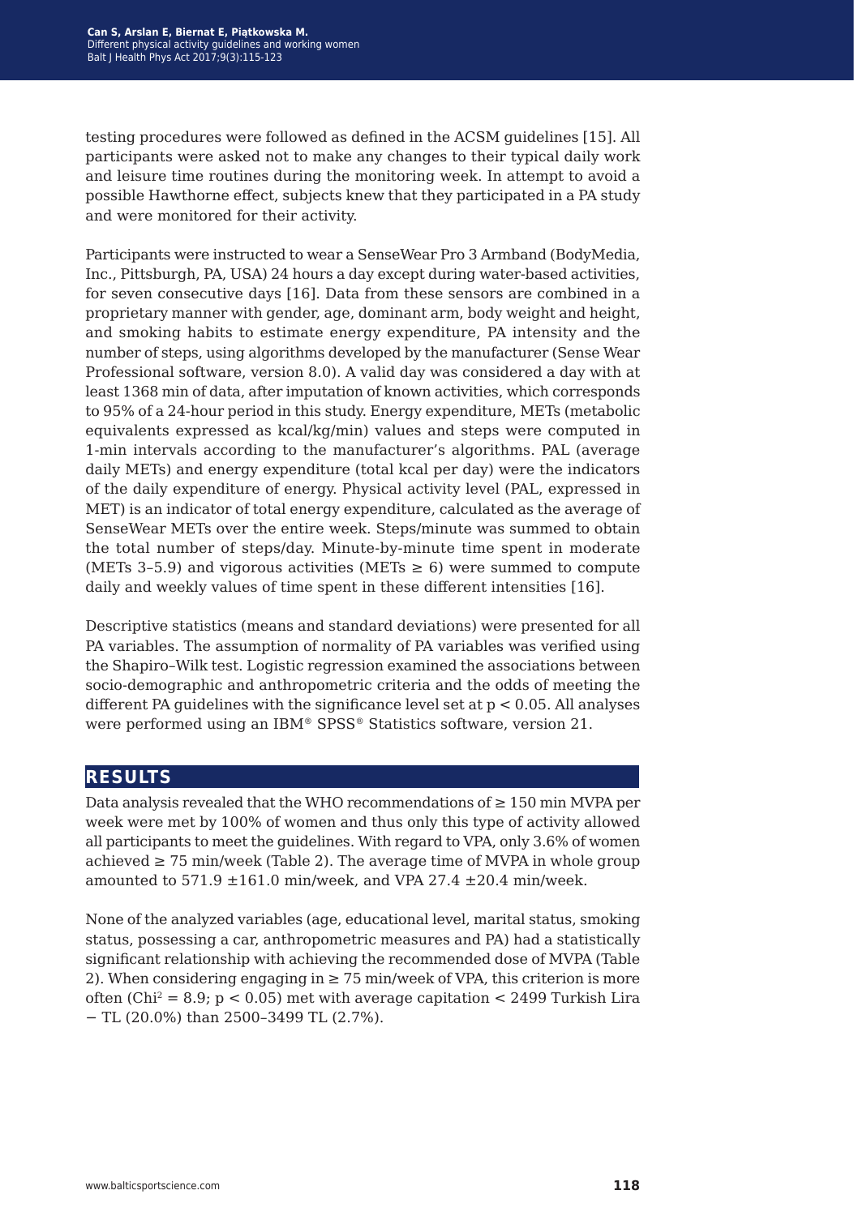testing procedures were followed as defined in the ACSM guidelines [15]. All participants were asked not to make any changes to their typical daily work and leisure time routines during the monitoring week. In attempt to avoid a possible Hawthorne effect, subjects knew that they participated in a PA study and were monitored for their activity.

Participants were instructed to wear a SenseWear Pro 3 Armband (BodyMedia, Inc., Pittsburgh, PA, USA) 24 hours a day except during water-based activities, for seven consecutive days [16]. Data from these sensors are combined in a proprietary manner with gender, age, dominant arm, body weight and height, and smoking habits to estimate energy expenditure, PA intensity and the number of steps, using algorithms developed by the manufacturer (Sense Wear Professional software, version 8.0). A valid day was considered a day with at least 1368 min of data, after imputation of known activities, which corresponds to 95% of a 24-hour period in this study. Energy expenditure, METs (metabolic equivalents expressed as kcal/kg/min) values and steps were computed in 1-min intervals according to the manufacturer's algorithms. PAL (average daily METs) and energy expenditure (total kcal per day) were the indicators of the daily expenditure of energy. Physical activity level (PAL, expressed in MET) is an indicator of total energy expenditure, calculated as the average of SenseWear METs over the entire week. Steps/minute was summed to obtain the total number of steps/day. Minute-by-minute time spent in moderate (METs 3–5.9) and vigorous activities (METs ≥ 6) were summed to compute daily and weekly values of time spent in these different intensities [16].

Descriptive statistics (means and standard deviations) were presented for all PA variables. The assumption of normality of PA variables was verified using the Shapiro–Wilk test. Logistic regression examined the associations between socio-demographic and anthropometric criteria and the odds of meeting the different PA guidelines with the significance level set at $p < 0.05$. All analyses were performed using an IBM® SPSS® Statistics software, version 21.

## RESULTS

Data analysis revealed that the WHO recommendations of ≥ 150 min MVPA per week were met by 100% of women and thus only this type of activity allowed all participants to meet the guidelines. With regard to VPA, only 3.6% of women achieved ≥ 75 min/week (Table 2). The average time of MVPA in whole group amounted to 571.9 ±161.0 min/week, and VPA 27.4 ±20.4 min/week.

None of the analyzed variables (age, educational level, marital status, smoking status, possessing a car, anthropometric measures and PA) had a statistically significant relationship with achieving the recommended dose of MVPA (Table 2). When considering engaging in ≥ 75 min/week of VPA, this criterion is more often ($Chi^2 = 8.9$; $p < 0.05$) met with average capitation < 2499 Turkish Lira − TL (20.0%) than 2500–3499 TL (2.7%).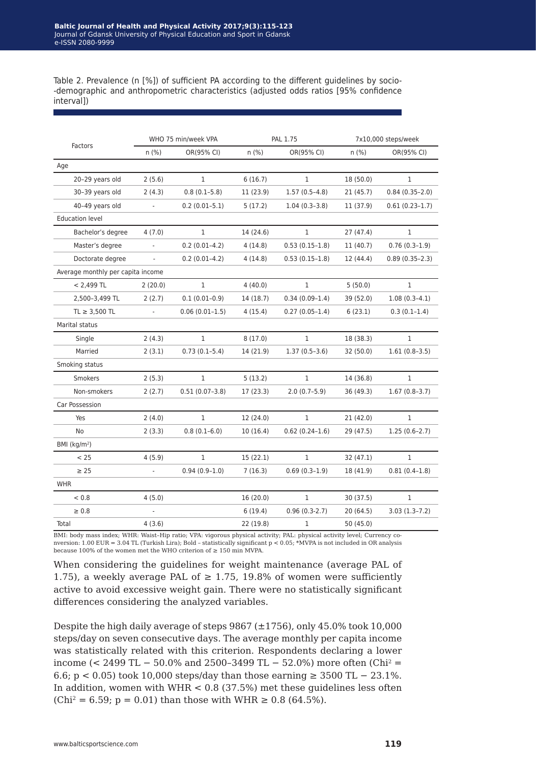Table 2. Prevalence (n [%]) of sufficient PA according to the different guidelines by socio-demographic and anthropometric characteristics (adjusted odds ratios [95% confidence interval])

| Factors | WHO 75 min/week VPA | | PAL 1.75 | | 7x10,000 steps/week | |
|---|---|---|---|---|---|---|
| | n (%) | OR(95% CI) | n (%) | OR(95% CI) | n (%) | OR(95% CI) |
| Age | | | | | | |
| 20–29 years old | 2 (5.6) | 1 | 6 (16.7) | 1 | 18 (50.0) | 1 |
| 30–39 years old | 2 (4.3) | 0.8 (0.1–5.8) | 11 (23.9) | 1.57 (0.5–4.8) | 21 (45.7) | 0.84 (0.35–2.0) |
| 40–49 years old | - | 0.2 (0.01–5.1) | 5 (17.2) | 1.04 (0.3–3.8) | 11 (37.9) | 0.61 (0.23–1.7) |
| Education level | | | | | | |
| Bachelor's degree | 4 (7.0) | 1 | 14 (24.6) | 1 | 27 (47.4) | 1 |
| Master's degree | - | 0.2 (0.01–4.2) | 4 (14.8) | 0.53 (0.15–1.8) | 11 (40.7) | 0.76 (0.3–1.9) |
| Doctorate degree | - | 0.2 (0.01–4.2) | 4 (14.8) | 0.53 (0.15–1.8) | 12 (44.4) | 0.89 (0.35–2.3) |
| Average monthly per capita income | | | | | | |
| < 2,499 TL | 2 (20.0) | 1 | 4 (40.0) | 1 | 5 (50.0) | 1 |
| 2,500–3,499 TL | 2 (2.7) | 0.1 (0.01–0.9) | 14 (18.7) | 0.34 (0.09–1.4) | 39 (52.0) | 1.08 (0.3–4.1) |
| TL ≥ 3,500 TL | - | 0.06 (0.01–1.5) | 4 (15.4) | 0.27 (0.05–1.4) | 6 (23.1) | 0.3 (0.1–1.4) |
| Marital status | | | | | | |
| Single | 2 (4.3) | 1 | 8 (17.0) | 1 | 18 (38.3) | 1 |
| Married | 2 (3.1) | 0.73 (0.1–5.4) | 14 (21.9) | 1.37 (0.5–3.6) | 32 (50.0) | 1.61 (0.8–3.5) |
| Smoking status | | | | | | |
| Smokers | 2 (5.3) | 1 | 5 (13.2) | 1 | 14 (36.8) | 1 |
| Non-smokers | 2 (2.7) | 0.51 (0.07–3.8) | 17 (23.3) | 2.0 (0.7–5.9) | 36 (49.3) | 1.67 (0.8–3.7) |
| Car Possession | | | | | | |
| Yes | 2 (4.0) | 1 | 12 (24.0) | 1 | 21 (42.0) | 1 |
| No | 2 (3.3) | 0.8 (0.1–6.0) | 10 (16.4) | 0.62 (0.24–1.6) | 29 (47.5) | 1.25 (0.6–2.7) |
| BMI (kg/m²) | | | | | | |
| < 25 | 4 (5.9) | 1 | 15 (22.1) | 1 | 32 (47.1) | 1 |
| ≥ 25 | - | 0.94 (0.9–1.0) | 7 (16.3) | 0.69 (0.3–1.9) | 18 (41.9) | 0.81 (0.4–1.8) |
| WHR | | | | | | |
| < 0.8 | 4 (5.0) | | 16 (20.0) | 1 | 30 (37.5) | 1 |
| ≥ 0.8 | - | | 6 (19.4) | 0.96 (0.3-2.7) | 20 (64.5) | **3.03 (1.3–7.2)** |
| Total | 4 (3.6) | | 22 (19.8) | 1 | 50 (45.0) | |

BMI: body mass index; WHR: Waist–Hip ratio; VPA: vigorous physical activity; PAL: physical activity level; Currency conversion: 1.00 EUR = 3.04 TL (Turkish Lira); Bold – statistically significant $p < 0.05$; *MVPA is not included in OR analysis because 100% of the women met the WHO criterion of ≥ 150 min MVPA.

When considering the guidelines for weight maintenance (average PAL of 1.75), a weekly average PAL of ≥ 1.75, 19.8% of women were sufficiently active to avoid excessive weight gain. There were no statistically significant differences considering the analyzed variables.

Despite the high daily average of steps 9867 (±1756), only 45.0% took 10,000 steps/day on seven consecutive days. The average monthly per capita income was statistically related with this criterion. Respondents declaring a lower income (< 2499 TL − 50.0% and 2500–3499 TL − 52.0%) more often ($Chi^2 = 6.6$; $p < 0.05$) took 10,000 steps/day than those earning ≥ 3500 TL − 23.1%. In addition, women with WHR < 0.8 (37.5%) met these guidelines less often ($Chi^2 = 6.59$; $p = 0.01$) than those with WHR ≥ 0.8 (64.5%).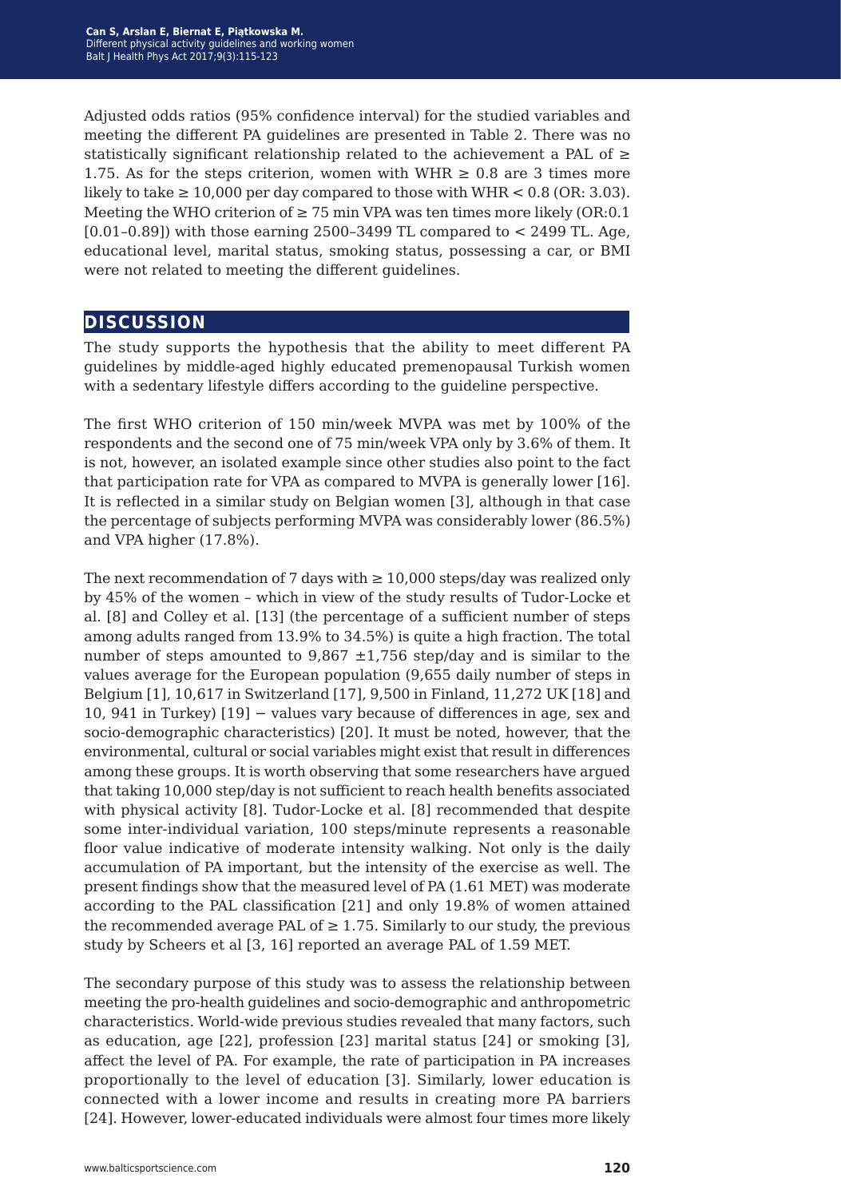Adjusted odds ratios (95% confidence interval) for the studied variables and meeting the different PA guidelines are presented in Table 2. There was no statistically significant relationship related to the achievement a PAL of ≥ 1.75. As for the steps criterion, women with WHR ≥ 0.8 are 3 times more likely to take ≥ 10,000 per day compared to those with WHR < 0.8 (OR: 3.03). Meeting the WHO criterion of ≥ 75 min VPA was ten times more likely (OR:0.1 [0.01–0.89]) with those earning 2500–3499 TL compared to < 2499 TL. Age, educational level, marital status, smoking status, possessing a car, or BMI were not related to meeting the different guidelines.

## DISCUSSION

The study supports the hypothesis that the ability to meet different PA guidelines by middle-aged highly educated premenopausal Turkish women with a sedentary lifestyle differs according to the guideline perspective.

The first WHO criterion of 150 min/week MVPA was met by 100% of the respondents and the second one of 75 min/week VPA only by 3.6% of them. It is not, however, an isolated example since other studies also point to the fact that participation rate for VPA as compared to MVPA is generally lower [16]. It is reflected in a similar study on Belgian women [3], although in that case the percentage of subjects performing MVPA was considerably lower (86.5%) and VPA higher (17.8%).

The next recommendation of 7 days with ≥ 10,000 steps/day was realized only by 45% of the women – which in view of the study results of Tudor-Locke et al. [8] and Colley et al. [13] (the percentage of a sufficient number of steps among adults ranged from 13.9% to 34.5%) is quite a high fraction. The total number of steps amounted to 9,867 ±1,756 step/day and is similar to the values average for the European population (9,655 daily number of steps in Belgium [1], 10,617 in Switzerland [17], 9,500 in Finland, 11,272 UK [18] and 10, 941 in Turkey) [19] − values vary because of differences in age, sex and socio-demographic characteristics) [20]. It must be noted, however, that the environmental, cultural or social variables might exist that result in differences among these groups. It is worth observing that some researchers have argued that taking 10,000 step/day is not sufficient to reach health benefits associated with physical activity [8]. Tudor-Locke et al. [8] recommended that despite some inter-individual variation, 100 steps/minute represents a reasonable floor value indicative of moderate intensity walking. Not only is the daily accumulation of PA important, but the intensity of the exercise as well. The present findings show that the measured level of PA (1.61 MET) was moderate according to the PAL classification [21] and only 19.8% of women attained the recommended average PAL of ≥ 1.75. Similarly to our study, the previous study by Scheers et al [3, 16] reported an average PAL of 1.59 MET.

The secondary purpose of this study was to assess the relationship between meeting the pro-health guidelines and socio-demographic and anthropometric characteristics. World-wide previous studies revealed that many factors, such as education, age [22], profession [23] marital status [24] or smoking [3], affect the level of PA. For example, the rate of participation in PA increases proportionally to the level of education [3]. Similarly, lower education is connected with a lower income and results in creating more PA barriers [24]. However, lower-educated individuals were almost four times more likely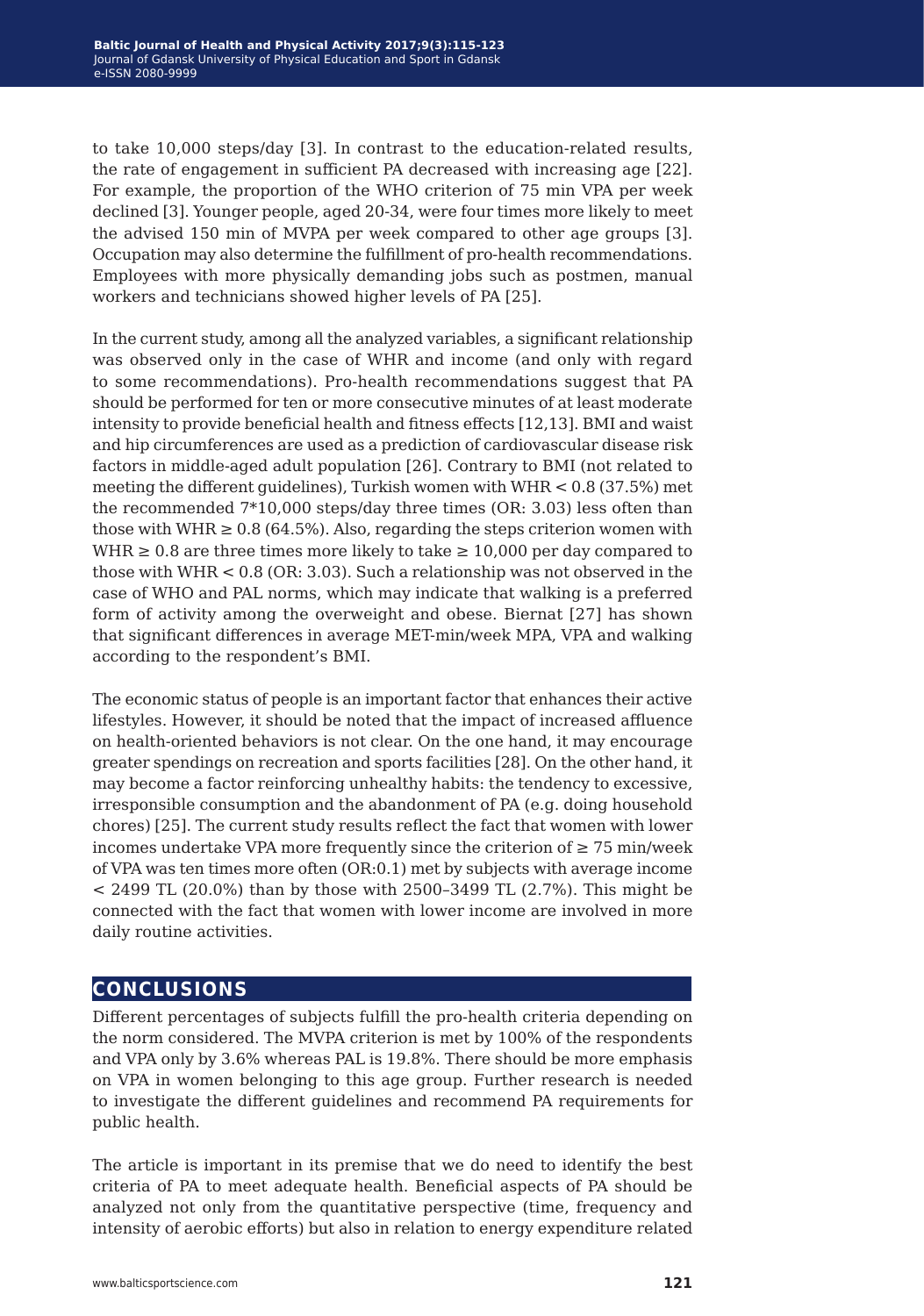to take 10,000 steps/day [3]. In contrast to the education-related results, the rate of engagement in sufficient PA decreased with increasing age [22]. For example, the proportion of the WHO criterion of 75 min VPA per week declined [3]. Younger people, aged 20-34, were four times more likely to meet the advised 150 min of MVPA per week compared to other age groups [3]. Occupation may also determine the fulfillment of pro-health recommendations. Employees with more physically demanding jobs such as postmen, manual workers and technicians showed higher levels of PA [25].

In the current study, among all the analyzed variables, a significant relationship was observed only in the case of WHR and income (and only with regard to some recommendations). Pro-health recommendations suggest that PA should be performed for ten or more consecutive minutes of at least moderate intensity to provide beneficial health and fitness effects [12,13]. BMI and waist and hip circumferences are used as a prediction of cardiovascular disease risk factors in middle-aged adult population [26]. Contrary to BMI (not related to meeting the different guidelines), Turkish women with WHR < 0.8 (37.5%) met the recommended 7*10,000 steps/day three times (OR: 3.03) less often than those with WHR ≥ 0.8 (64.5%). Also, regarding the steps criterion women with WHR ≥ 0.8 are three times more likely to take ≥ 10,000 per day compared to those with WHR < 0.8 (OR: 3.03). Such a relationship was not observed in the case of WHO and PAL norms, which may indicate that walking is a preferred form of activity among the overweight and obese. Biernat [27] has shown that significant differences in average MET-min/week MPA, VPA and walking according to the respondent's BMI.

The economic status of people is an important factor that enhances their active lifestyles. However, it should be noted that the impact of increased affluence on health-oriented behaviors is not clear. On the one hand, it may encourage greater spendings on recreation and sports facilities [28]. On the other hand, it may become a factor reinforcing unhealthy habits: the tendency to excessive, irresponsible consumption and the abandonment of PA (e.g. doing household chores) [25]. The current study results reflect the fact that women with lower incomes undertake VPA more frequently since the criterion of ≥ 75 min/week of VPA was ten times more often (OR:0.1) met by subjects with average income < 2499 TL (20.0%) than by those with 2500–3499 TL (2.7%). This might be connected with the fact that women with lower income are involved in more daily routine activities.

## CONCLUSIONS

Different percentages of subjects fulfill the pro-health criteria depending on the norm considered. The MVPA criterion is met by 100% of the respondents and VPA only by 3.6% whereas PAL is 19.8%. There should be more emphasis on VPA in women belonging to this age group. Further research is needed to investigate the different guidelines and recommend PA requirements for public health.

The article is important in its premise that we do need to identify the best criteria of PA to meet adequate health. Beneficial aspects of PA should be analyzed not only from the quantitative perspective (time, frequency and intensity of aerobic efforts) but also in relation to energy expenditure related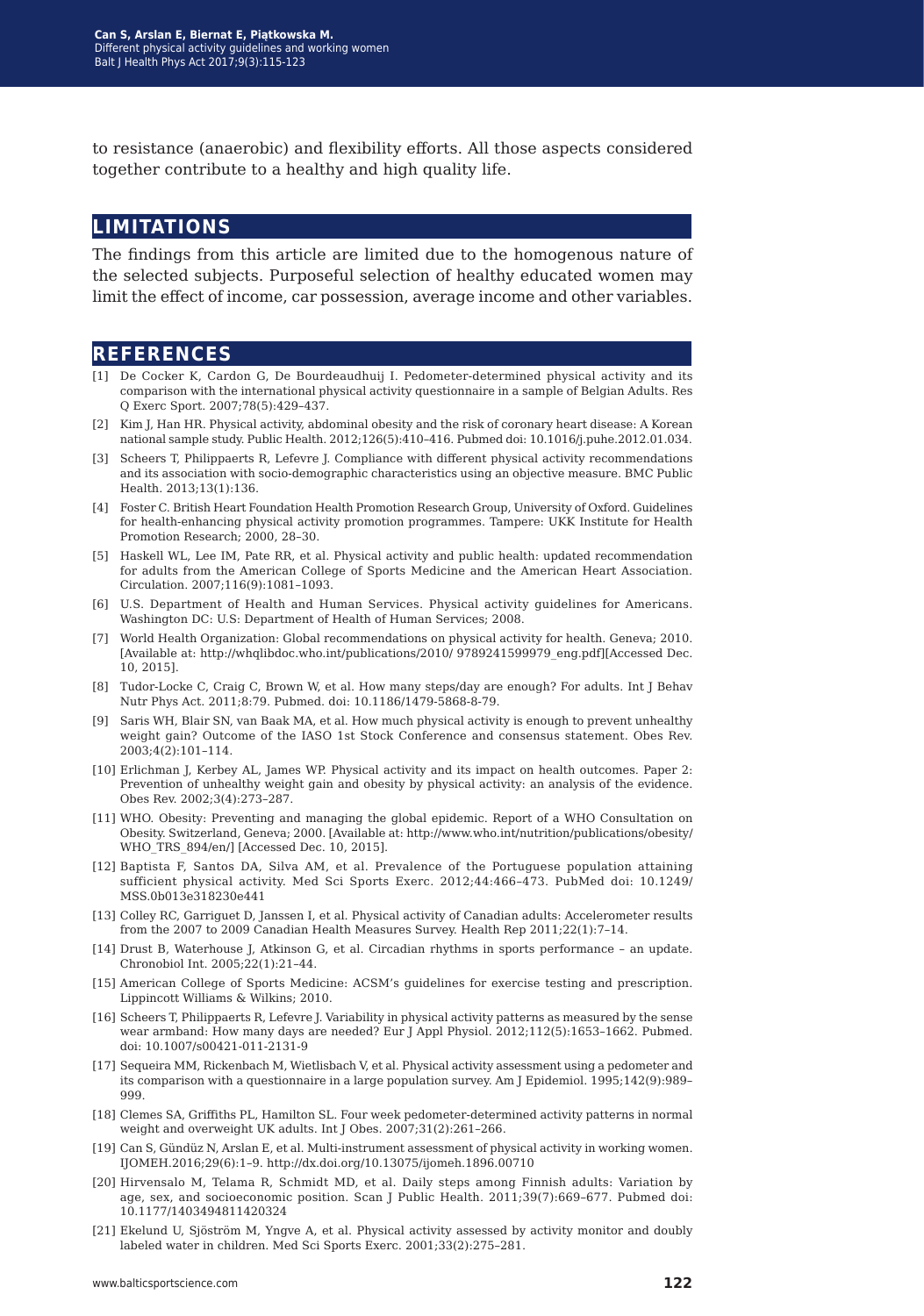to resistance (anaerobic) and flexibility efforts. All those aspects considered together contribute to a healthy and high quality life.

## LIMITATIONS

The findings from this article are limited due to the homogenous nature of the selected subjects. Purposeful selection of healthy educated women may limit the effect of income, car possession, average income and other variables.

## REFERENCES

[1] De Cocker K, Cardon G, De Bourdeaudhuij I. Pedometer-determined physical activity and its comparison with the international physical activity questionnaire in a sample of Belgian Adults. Res Q Exerc Sport. 2007;78(5):429–437.

[2] Kim J, Han HR. Physical activity, abdominal obesity and the risk of coronary heart disease: A Korean national sample study. Public Health. 2012;126(5):410–416. Pubmed doi: 10.1016/j.puhe.2012.01.034.

[3] Scheers T, Philippaerts R, Lefevre J. Compliance with different physical activity recommendations and its association with socio-demographic characteristics using an objective measure. BMC Public Health. 2013;13(1):136.

[4] Foster C. British Heart Foundation Health Promotion Research Group, University of Oxford. Guidelines for health-enhancing physical activity promotion programmes. Tampere: UKK Institute for Health Promotion Research; 2000, 28–30.

[5] Haskell WL, Lee IM, Pate RR, et al. Physical activity and public health: updated recommendation for adults from the American College of Sports Medicine and the American Heart Association. Circulation. 2007;116(9):1081–1093.

[6] U.S. Department of Health and Human Services. Physical activity guidelines for Americans. Washington DC: U.S: Department of Health of Human Services; 2008.

[7] World Health Organization: Global recommendations on physical activity for health. Geneva; 2010. [Available at: http://whqlibdoc.who.int/publications/2010/ 9789241599979_eng.pdf][Accessed Dec. 10, 2015].

[8] Tudor-Locke C, Craig C, Brown W, et al. How many steps/day are enough? For adults. Int J Behav Nutr Phys Act. 2011;8:79. Pubmed. doi: 10.1186/1479-5868-8-79.

[9] Saris WH, Blair SN, van Baak MA, et al. How much physical activity is enough to prevent unhealthy weight gain? Outcome of the IASO 1st Stock Conference and consensus statement. Obes Rev. 2003;4(2):101–114.

[10] Erlichman J, Kerbey AL, James WP. Physical activity and its impact on health outcomes. Paper 2: Prevention of unhealthy weight gain and obesity by physical activity: an analysis of the evidence. Obes Rev. 2002;3(4):273–287.

[11] WHO. Obesity: Preventing and managing the global epidemic. Report of a WHO Consultation on Obesity. Switzerland, Geneva; 2000. [Available at: http://www.who.int/nutrition/publications/obesity/WHO_TRS_894/en/] [Accessed Dec. 10, 2015].

[12] Baptista F, Santos DA, Silva AM, et al. Prevalence of the Portuguese population attaining sufficient physical activity. Med Sci Sports Exerc. 2012;44:466–473. PubMed doi: 10.1249/MSS.0b013e318230e441

[13] Colley RC, Garriguet D, Janssen I, et al. Physical activity of Canadian adults: Accelerometer results from the 2007 to 2009 Canadian Health Measures Survey. Health Rep 2011;22(1):7–14.

[14] Drust B, Waterhouse J, Atkinson G, et al. Circadian rhythms in sports performance – an update. Chronobiol Int. 2005;22(1):21–44.

[15] American College of Sports Medicine: ACSM's guidelines for exercise testing and prescription. Lippincott Williams & Wilkins; 2010.

[16] Scheers T, Philippaerts R, Lefevre J. Variability in physical activity patterns as measured by the sense wear armband: How many days are needed? Eur J Appl Physiol. 2012;112(5):1653–1662. Pubmed. doi: 10.1007/s00421-011-2131-9

[17] Sequeira MM, Rickenbach M, Wietlisbach V, et al. Physical activity assessment using a pedometer and its comparison with a questionnaire in a large population survey. Am J Epidemiol. 1995;142(9):989–999.

[18] Clemes SA, Griffiths PL, Hamilton SL. Four week pedometer-determined activity patterns in normal weight and overweight UK adults. Int J Obes. 2007;31(2):261–266.

[19] Can S, Gündüz N, Arslan E, et al. Multi-instrument assessment of physical activity in working women. IJOMEH.2016;29(6):1–9. http://dx.doi.org/10.13075/ijomeh.1896.00710

[20] Hirvensalo M, Telama R, Schmidt MD, et al. Daily steps among Finnish adults: Variation by age, sex, and socioeconomic position. Scan J Public Health. 2011;39(7):669–677. Pubmed doi: 10.1177/1403494811420324

[21] Ekelund U, Sjöström M, Yngve A, et al. Physical activity assessed by activity monitor and doubly labeled water in children. Med Sci Sports Exerc. 2001;33(2):275–281.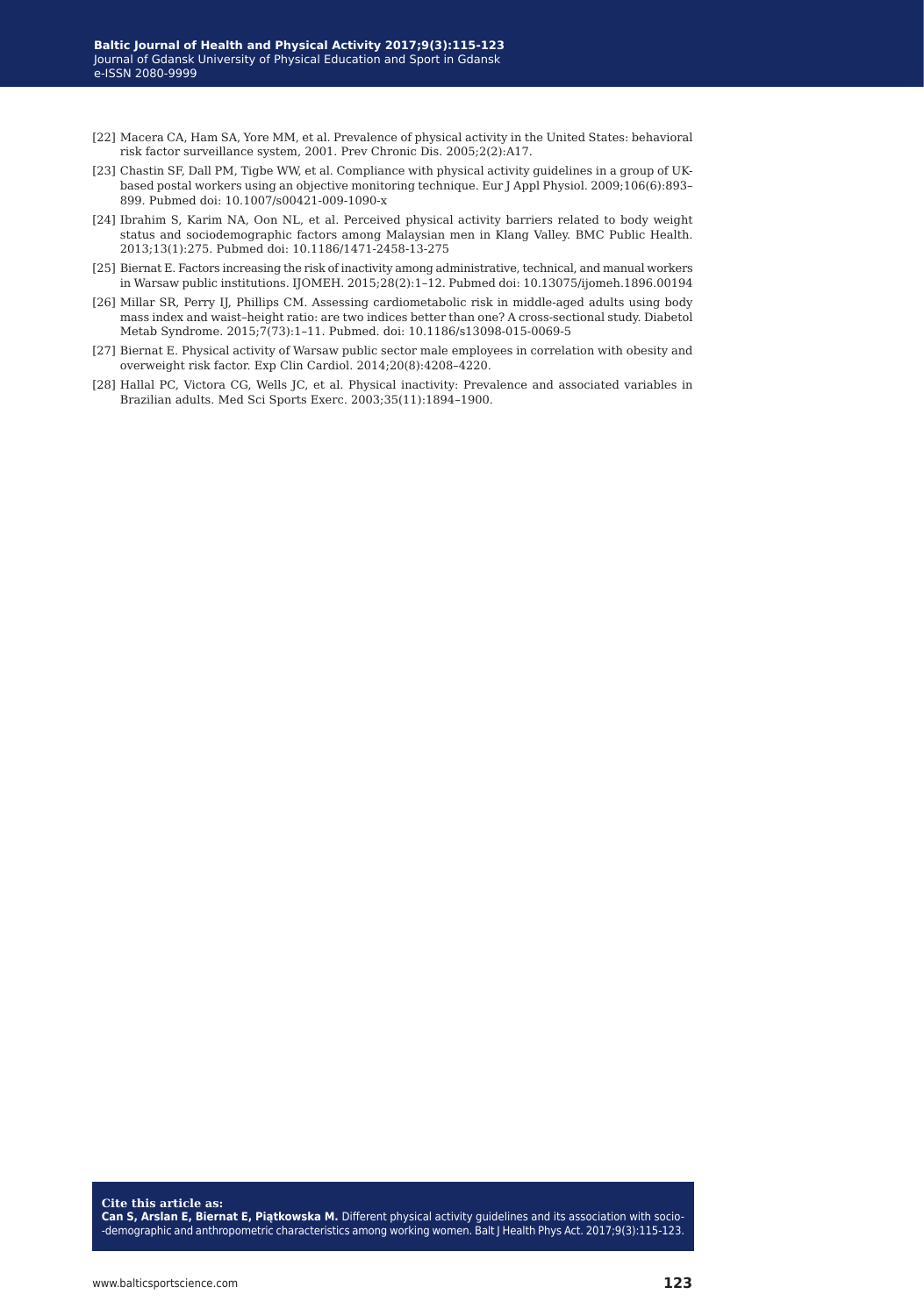[22] Macera CA, Ham SA, Yore MM, et al. Prevalence of physical activity in the United States: behavioral risk factor surveillance system, 2001. Prev Chronic Dis. 2005;2(2):A17.

[23] Chastin SF, Dall PM, Tigbe WW, et al. Compliance with physical activity guidelines in a group of UK-based postal workers using an objective monitoring technique. Eur J Appl Physiol. 2009;106(6):893–899. Pubmed doi: 10.1007/s00421-009-1090-x

[24] Ibrahim S, Karim NA, Oon NL, et al. Perceived physical activity barriers related to body weight status and sociodemographic factors among Malaysian men in Klang Valley. BMC Public Health. 2013;13(1):275. Pubmed doi: 10.1186/1471-2458-13-275

[25] Biernat E. Factors increasing the risk of inactivity among administrative, technical, and manual workers in Warsaw public institutions. IJOMEH. 2015;28(2):1–12. Pubmed doi: 10.13075/ijomeh.1896.00194

[26] Millar SR, Perry IJ, Phillips CM. Assessing cardiometabolic risk in middle-aged adults using body mass index and waist–height ratio: are two indices better than one? A cross-sectional study. Diabetol Metab Syndrome. 2015;7(73):1–11. Pubmed. doi: 10.1186/s13098-015-0069-5

[27] Biernat E. Physical activity of Warsaw public sector male employees in correlation with obesity and overweight risk factor. Exp Clin Cardiol. 2014;20(8):4208–4220.

[28] Hallal PC, Victora CG, Wells JC, et al. Physical inactivity: Prevalence and associated variables in Brazilian adults. Med Sci Sports Exerc. 2003;35(11):1894–1900.

**Cite this article as:**
**Can S, Arslan E, Biernat E, Piątkowska M.** Different physical activity guidelines and its association with socio-demographic and anthropometric characteristics among working women. Balt J Health Phys Act. 2017;9(3):115-123.